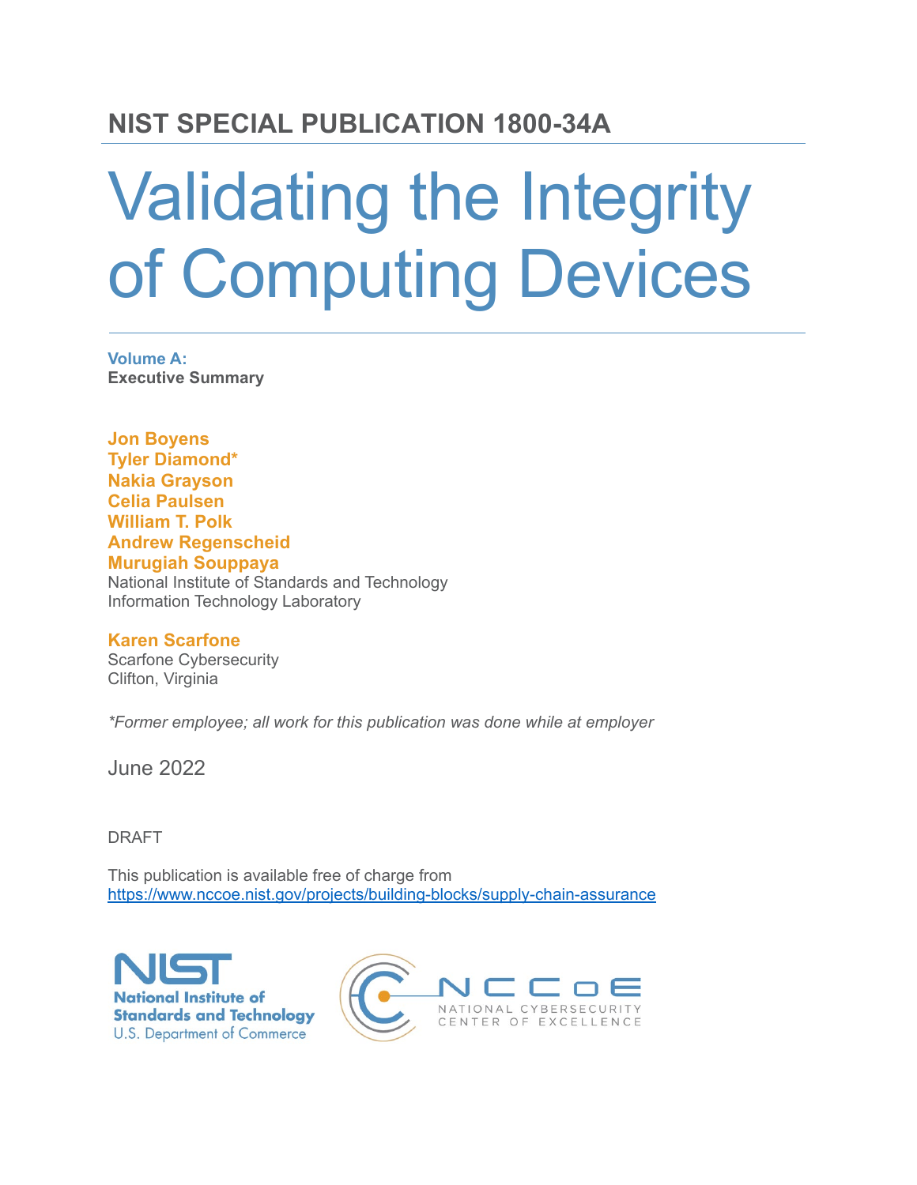**NIST SPECIAL PUBLICATION 1800-34A**

# Validating the Integrity of Computing Devices

**Volume A:**
**Executive Summary**

**Jon Boyens**
**Tyler Diamond***
**Nakia Grayson**
**Celia Paulsen**
**William T. Polk**
**Andrew Regenscheid**
**Murugiah Souppaya**
National Institute of Standards and Technology
Information Technology Laboratory

**Karen Scarfone**
Scarfone Cybersecurity
Clifton, Virginia

*\*Former employee; all work for this publication was done while at employer*

June 2022

DRAFT

This publication is available free of charge from
https://www.nccoe.nist.gov/projects/building-blocks/supply-chain-assurance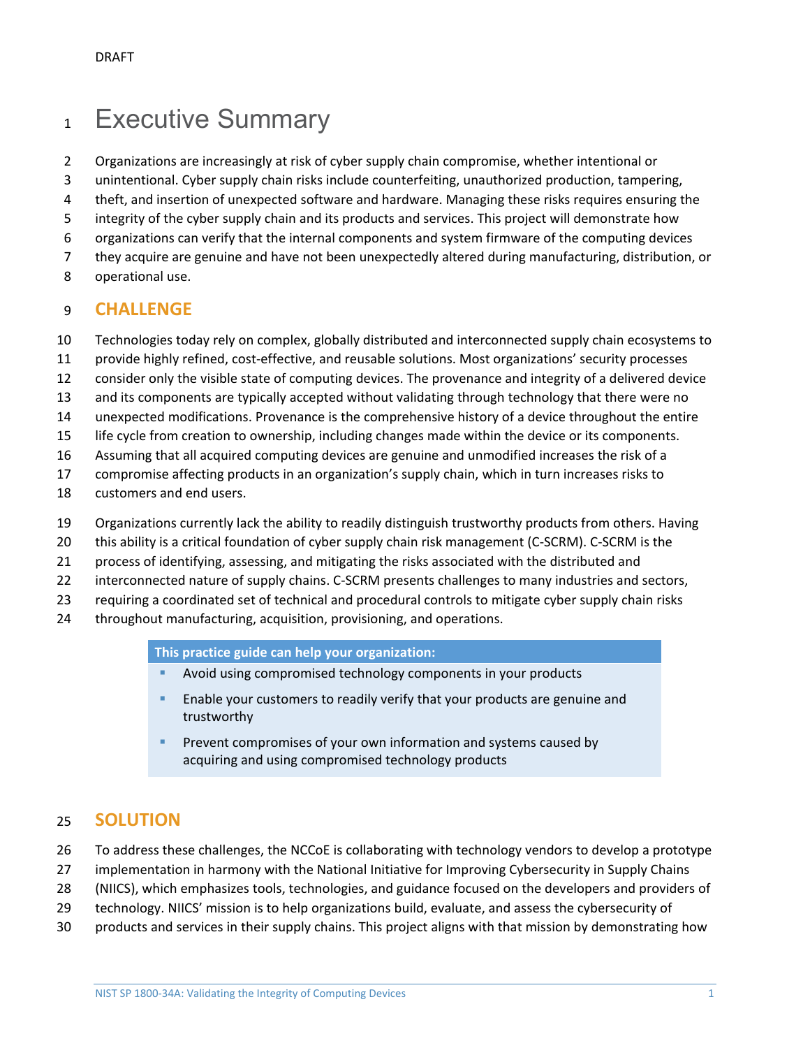# Executive Summary

Organizations are increasingly at risk of cyber supply chain compromise, whether intentional or unintentional. Cyber supply chain risks include counterfeiting, unauthorized production, tampering, theft, and insertion of unexpected software and hardware. Managing these risks requires ensuring the integrity of the cyber supply chain and its products and services. This project will demonstrate how organizations can verify that the internal components and system firmware of the computing devices they acquire are genuine and have not been unexpectedly altered during manufacturing, distribution, or operational use.

## CHALLENGE

Technologies today rely on complex, globally distributed and interconnected supply chain ecosystems to provide highly refined, cost-effective, and reusable solutions. Most organizations' security processes consider only the visible state of computing devices. The provenance and integrity of a delivered device and its components are typically accepted without validating through technology that there were no unexpected modifications. Provenance is the comprehensive history of a device throughout the entire life cycle from creation to ownership, including changes made within the device or its components. Assuming that all acquired computing devices are genuine and unmodified increases the risk of a compromise affecting products in an organization's supply chain, which in turn increases risks to customers and end users.

Organizations currently lack the ability to readily distinguish trustworthy products from others. Having this ability is a critical foundation of cyber supply chain risk management (C-SCRM). C-SCRM is the process of identifying, assessing, and mitigating the risks associated with the distributed and interconnected nature of supply chains. C-SCRM presents challenges to many industries and sectors, requiring a coordinated set of technical and procedural controls to mitigate cyber supply chain risks throughout manufacturing, acquisition, provisioning, and operations.

**This practice guide can help your organization:**

- Avoid using compromised technology components in your products
- Enable your customers to readily verify that your products are genuine and trustworthy
- Prevent compromises of your own information and systems caused by acquiring and using compromised technology products

## SOLUTION

To address these challenges, the NCCoE is collaborating with technology vendors to develop a prototype implementation in harmony with the National Initiative for Improving Cybersecurity in Supply Chains (NIICS), which emphasizes tools, technologies, and guidance focused on the developers and providers of technology. NIICS' mission is to help organizations build, evaluate, and assess the cybersecurity of products and services in their supply chains. This project aligns with that mission by demonstrating how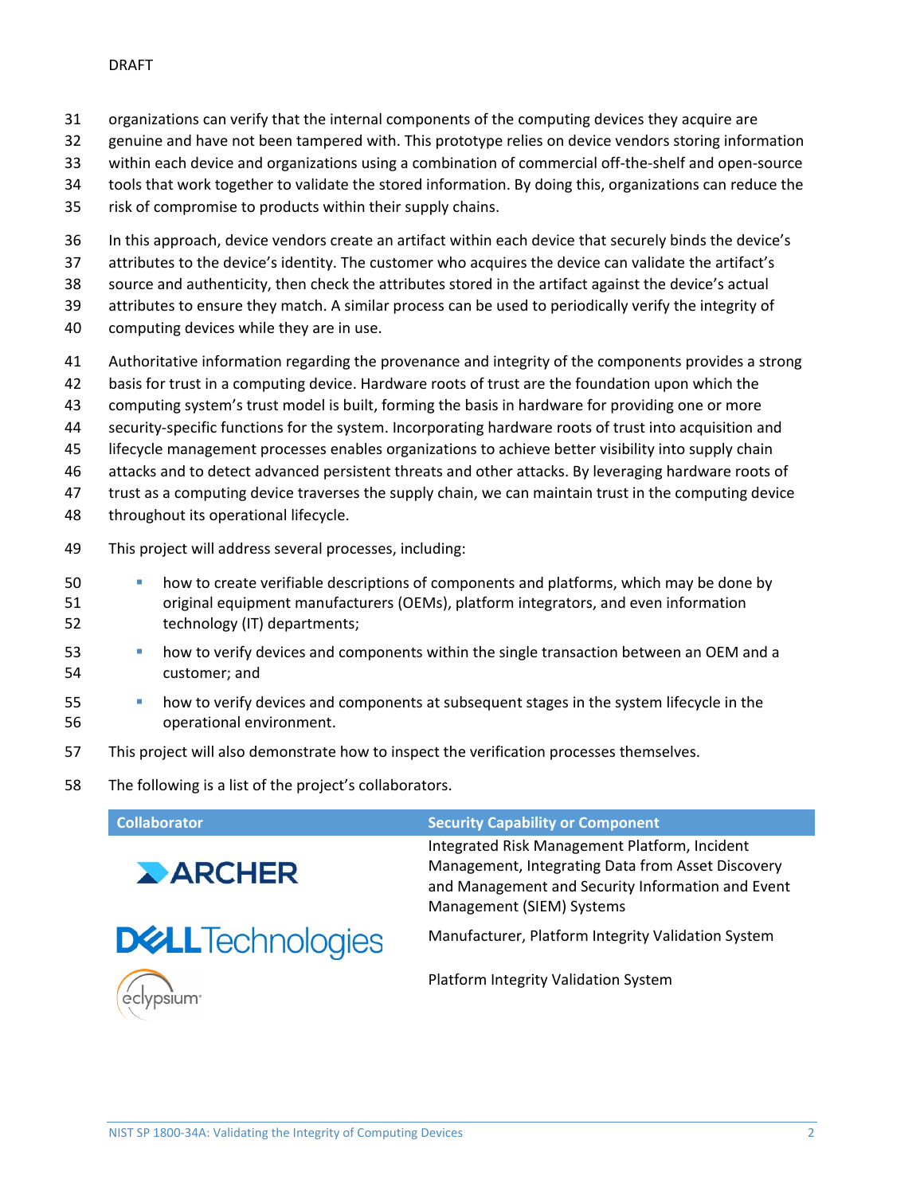organizations can verify that the internal components of the computing devices they acquire are genuine and have not been tampered with. This prototype relies on device vendors storing information within each device and organizations using a combination of commercial off-the-shelf and open-source tools that work together to validate the stored information. By doing this, organizations can reduce the risk of compromise to products within their supply chains.

In this approach, device vendors create an artifact within each device that securely binds the device's attributes to the device's identity. The customer who acquires the device can validate the artifact's source and authenticity, then check the attributes stored in the artifact against the device's actual attributes to ensure they match. A similar process can be used to periodically verify the integrity of computing devices while they are in use.

Authoritative information regarding the provenance and integrity of the components provides a strong basis for trust in a computing device. Hardware roots of trust are the foundation upon which the computing system's trust model is built, forming the basis in hardware for providing one or more security-specific functions for the system. Incorporating hardware roots of trust into acquisition and lifecycle management processes enables organizations to achieve better visibility into supply chain attacks and to detect advanced persistent threats and other attacks. By leveraging hardware roots of trust as a computing device traverses the supply chain, we can maintain trust in the computing device throughout its operational lifecycle.

This project will address several processes, including:

- how to create verifiable descriptions of components and platforms, which may be done by original equipment manufacturers (OEMs), platform integrators, and even information technology (IT) departments;
- how to verify devices and components within the single transaction between an OEM and a customer; and
- how to verify devices and components at subsequent stages in the system lifecycle in the operational environment.

This project will also demonstrate how to inspect the verification processes themselves.

The following is a list of the project's collaborators.

| Collaborator | Security Capability or Component |
|---|---|
| ARCHER | Integrated Risk Management Platform, Incident Management, Integrating Data from Asset Discovery and Management and Security Information and Event Management (SIEM) Systems |
| DELL Technologies | Manufacturer, Platform Integrity Validation System |
| eclypsium | Platform Integrity Validation System |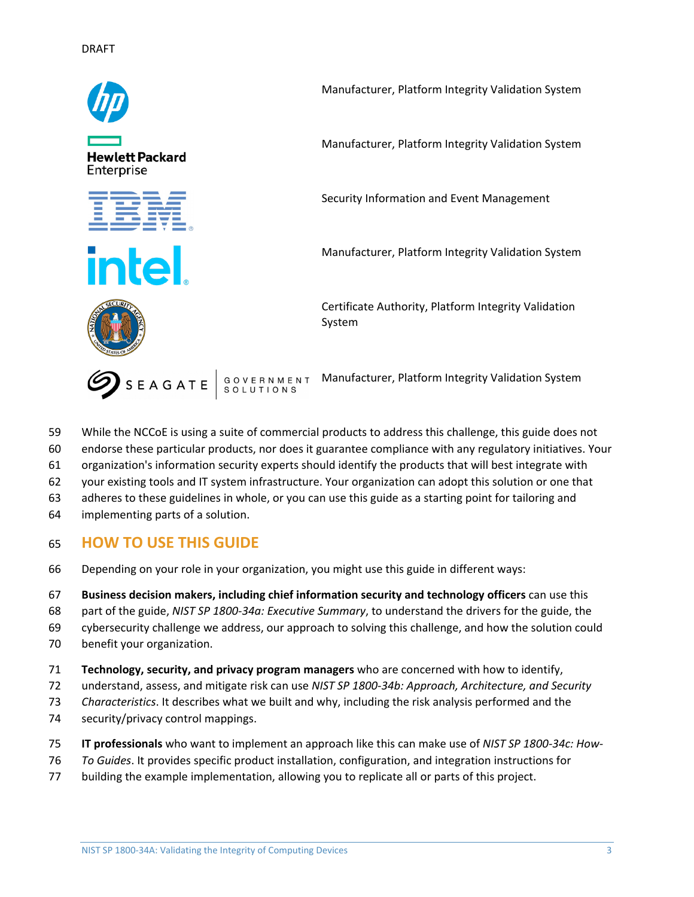| | |
|---|---|
| HP | Manufacturer, Platform Integrity Validation System |
| Hewlett Packard Enterprise | Manufacturer, Platform Integrity Validation System |
| IBM | Security Information and Event Management |
| intel | Manufacturer, Platform Integrity Validation System |
| National Security Agency | Certificate Authority, Platform Integrity Validation System |
| SEAGATE GOVERNMENT SOLUTIONS | Manufacturer, Platform Integrity Validation System |

While the NCCoE is using a suite of commercial products to address this challenge, this guide does not endorse these particular products, nor does it guarantee compliance with any regulatory initiatives. Your organization's information security experts should identify the products that will best integrate with your existing tools and IT system infrastructure. Your organization can adopt this solution or one that adheres to these guidelines in whole, or you can use this guide as a starting point for tailoring and implementing parts of a solution.

## HOW TO USE THIS GUIDE

Depending on your role in your organization, you might use this guide in different ways:

**Business decision makers, including chief information security and technology officers** can use this part of the guide, *NIST SP 1800-34a: Executive Summary*, to understand the drivers for the guide, the cybersecurity challenge we address, our approach to solving this challenge, and how the solution could benefit your organization.

**Technology, security, and privacy program managers** who are concerned with how to identify, understand, assess, and mitigate risk can use *NIST SP 1800-34b: Approach, Architecture, and Security Characteristics*. It describes what we built and why, including the risk analysis performed and the security/privacy control mappings.

**IT professionals** who want to implement an approach like this can make use of *NIST SP 1800-34c: How-To Guides*. It provides specific product installation, configuration, and integration instructions for building the example implementation, allowing you to replicate all or parts of this project.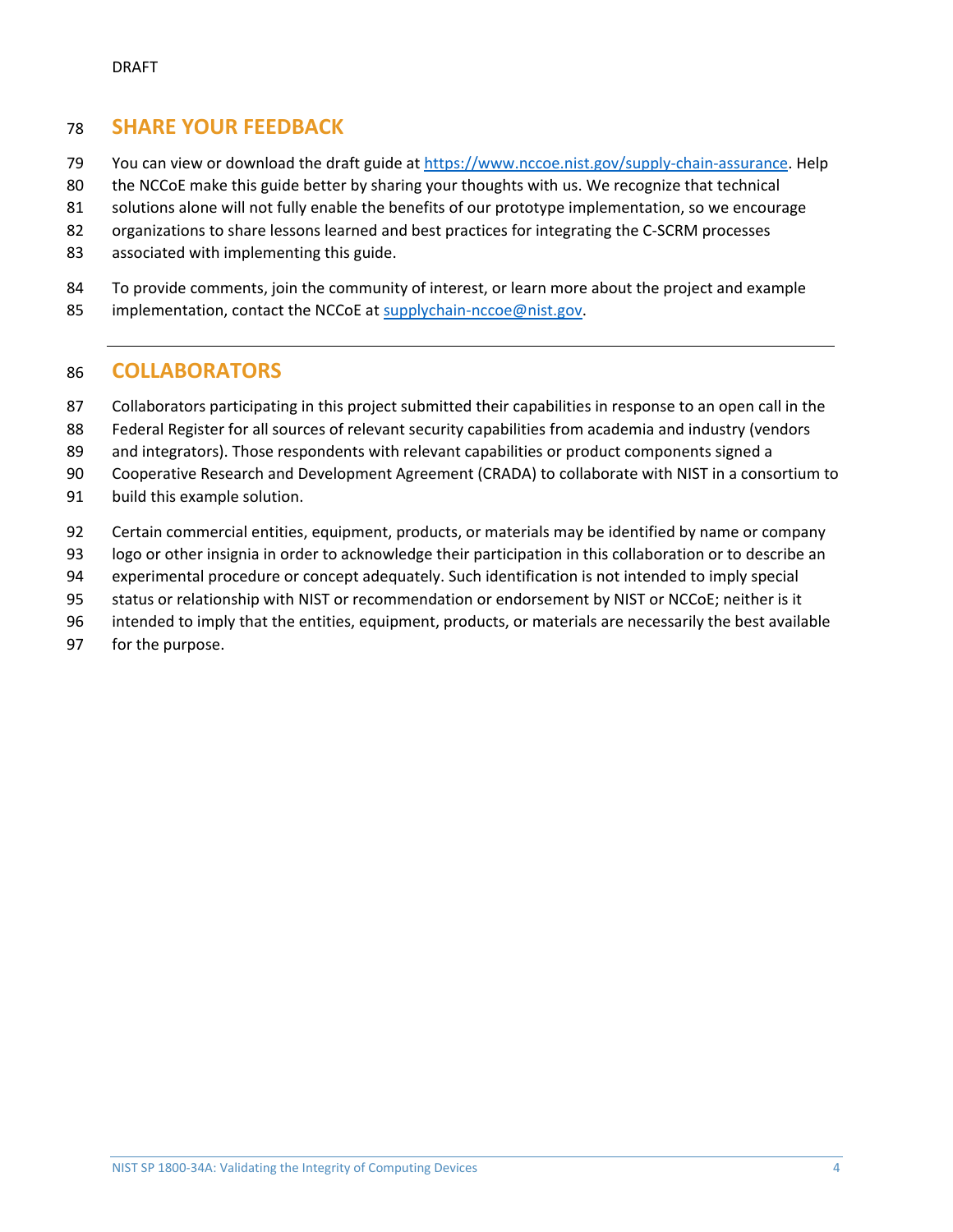## SHARE YOUR FEEDBACK

You can view or download the draft guide at [https://www.nccoe.nist.gov/supply-chain-assurance](https://www.nccoe.nist.gov/supply-chain-assurance). Help the NCCoE make this guide better by sharing your thoughts with us. We recognize that technical solutions alone will not fully enable the benefits of our prototype implementation, so we encourage organizations to share lessons learned and best practices for integrating the C-SCRM processes associated with implementing this guide.

To provide comments, join the community of interest, or learn more about the project and example implementation, contact the NCCoE at [supplychain-nccoe@nist.gov](mailto:supplychain-nccoe@nist.gov).

---

## COLLABORATORS

Collaborators participating in this project submitted their capabilities in response to an open call in the Federal Register for all sources of relevant security capabilities from academia and industry (vendors and integrators). Those respondents with relevant capabilities or product components signed a Cooperative Research and Development Agreement (CRADA) to collaborate with NIST in a consortium to build this example solution.

Certain commercial entities, equipment, products, or materials may be identified by name or company logo or other insignia in order to acknowledge their participation in this collaboration or to describe an experimental procedure or concept adequately. Such identification is not intended to imply special status or relationship with NIST or recommendation or endorsement by NIST or NCCoE; neither is it intended to imply that the entities, equipment, products, or materials are necessarily the best available for the purpose.